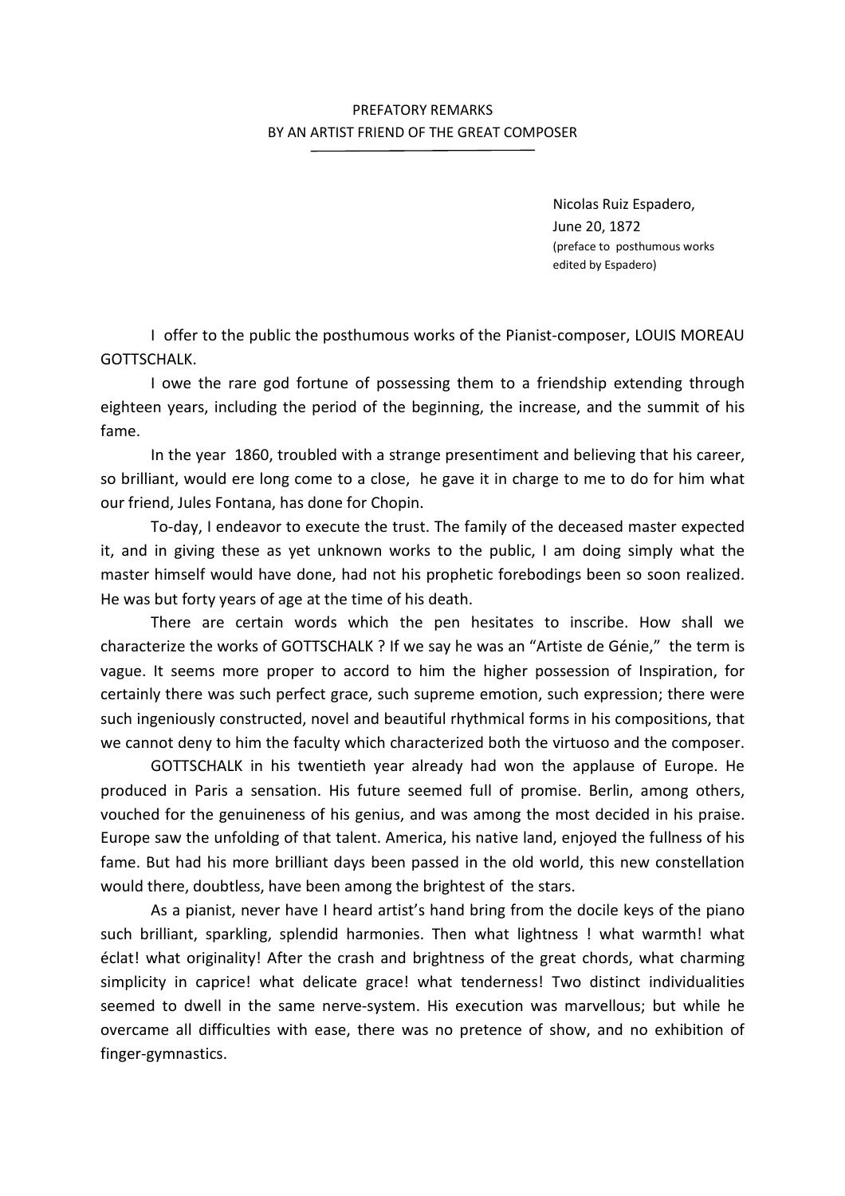PREFATORY REMARKS
BY AN ARTIST FRIEND OF THE GREAT COMPOSER

Nicolas Ruiz Espadero,
June 20, 1872
(preface to posthumous works edited by Espadero)

I offer to the public the posthumous works of the Pianist-composer, LOUIS MOREAU GOTTSCHALK.

I owe the rare god fortune of possessing them to a friendship extending through eighteen years, including the period of the beginning, the increase, and the summit of his fame.

In the year 1860, troubled with a strange presentiment and believing that his career, so brilliant, would ere long come to a close, he gave it in charge to me to do for him what our friend, Jules Fontana, has done for Chopin.

To-day, I endeavor to execute the trust. The family of the deceased master expected it, and in giving these as yet unknown works to the public, I am doing simply what the master himself would have done, had not his prophetic forebodings been so soon realized. He was but forty years of age at the time of his death.

There are certain words which the pen hesitates to inscribe. How shall we characterize the works of GOTTSCHALK ? If we say he was an "Artiste de Génie," the term is vague. It seems more proper to accord to him the higher possession of Inspiration, for certainly there was such perfect grace, such supreme emotion, such expression; there were such ingeniously constructed, novel and beautiful rhythmical forms in his compositions, that we cannot deny to him the faculty which characterized both the virtuoso and the composer.

GOTTSCHALK in his twentieth year already had won the applause of Europe. He produced in Paris a sensation. His future seemed full of promise. Berlin, among others, vouched for the genuineness of his genius, and was among the most decided in his praise. Europe saw the unfolding of that talent. America, his native land, enjoyed the fullness of his fame. But had his more brilliant days been passed in the old world, this new constellation would there, doubtless, have been among the brightest of the stars.

As a pianist, never have I heard artist's hand bring from the docile keys of the piano such brilliant, sparkling, splendid harmonies. Then what lightness ! what warmth! what éclat! what originality! After the crash and brightness of the great chords, what charming simplicity in caprice! what delicate grace! what tenderness! Two distinct individualities seemed to dwell in the same nerve-system. His execution was marvellous; but while he overcame all difficulties with ease, there was no pretence of show, and no exhibition of finger-gymnastics.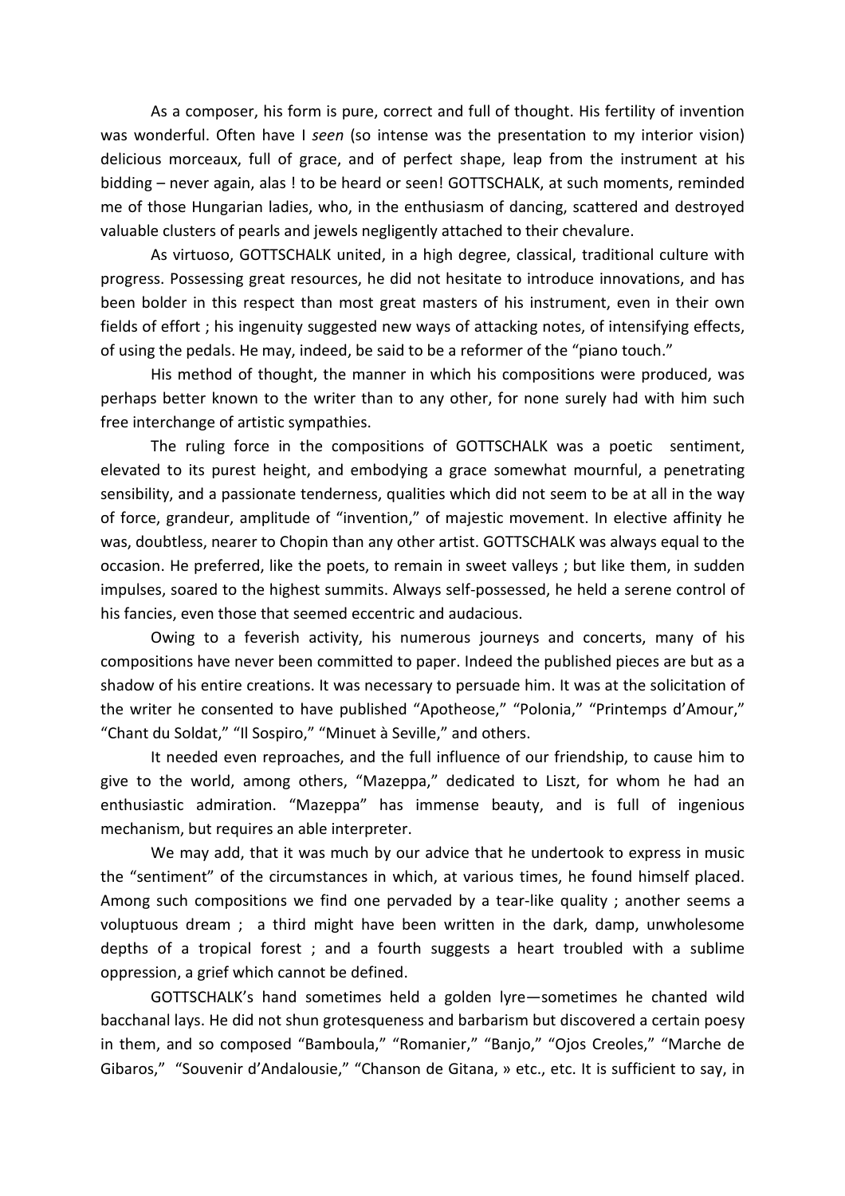As a composer, his form is pure, correct and full of thought. His fertility of invention was wonderful. Often have I *seen* (so intense was the presentation to my interior vision) delicious morceaux, full of grace, and of perfect shape, leap from the instrument at his bidding – never again, alas ! to be heard or seen! GOTTSCHALK, at such moments, reminded me of those Hungarian ladies, who, in the enthusiasm of dancing, scattered and destroyed valuable clusters of pearls and jewels negligently attached to their chevalure.

As virtuoso, GOTTSCHALK united, in a high degree, classical, traditional culture with progress. Possessing great resources, he did not hesitate to introduce innovations, and has been bolder in this respect than most great masters of his instrument, even in their own fields of effort ; his ingenuity suggested new ways of attacking notes, of intensifying effects, of using the pedals. He may, indeed, be said to be a reformer of the "piano touch."

His method of thought, the manner in which his compositions were produced, was perhaps better known to the writer than to any other, for none surely had with him such free interchange of artistic sympathies.

The ruling force in the compositions of GOTTSCHALK was a poetic sentiment, elevated to its purest height, and embodying a grace somewhat mournful, a penetrating sensibility, and a passionate tenderness, qualities which did not seem to be at all in the way of force, grandeur, amplitude of "invention," of majestic movement. In elective affinity he was, doubtless, nearer to Chopin than any other artist. GOTTSCHALK was always equal to the occasion. He preferred, like the poets, to remain in sweet valleys ; but like them, in sudden impulses, soared to the highest summits. Always self-possessed, he held a serene control of his fancies, even those that seemed eccentric and audacious.

Owing to a feverish activity, his numerous journeys and concerts, many of his compositions have never been committed to paper. Indeed the published pieces are but as a shadow of his entire creations. It was necessary to persuade him. It was at the solicitation of the writer he consented to have published "Apotheose," "Polonia," "Printemps d'Amour," "Chant du Soldat," "Il Sospiro," "Minuet à Seville," and others.

It needed even reproaches, and the full influence of our friendship, to cause him to give to the world, among others, "Mazeppa," dedicated to Liszt, for whom he had an enthusiastic admiration. "Mazeppa" has immense beauty, and is full of ingenious mechanism, but requires an able interpreter.

We may add, that it was much by our advice that he undertook to express in music the "sentiment" of the circumstances in which, at various times, he found himself placed. Among such compositions we find one pervaded by a tear-like quality ; another seems a voluptuous dream ; a third might have been written in the dark, damp, unwholesome depths of a tropical forest ; and a fourth suggests a heart troubled with a sublime oppression, a grief which cannot be defined.

GOTTSCHALK's hand sometimes held a golden lyre—sometimes he chanted wild bacchanal lays. He did not shun grotesqueness and barbarism but discovered a certain poesy in them, and so composed "Bamboula," "Romanier," "Banjo," "Ojos Creoles," "Marche de Gibaros," "Souvenir d'Andalousie," "Chanson de Gitana, » etc., etc. It is sufficient to say, in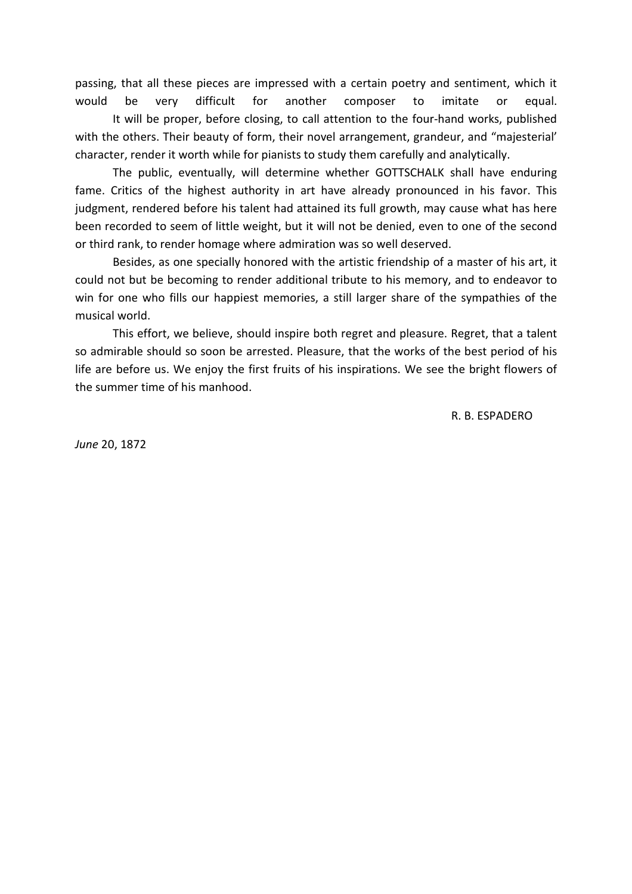passing, that all these pieces are impressed with a certain poetry and sentiment, which it would be very difficult for another composer to imitate or equal.

It will be proper, before closing, to call attention to the four-hand works, published with the others. Their beauty of form, their novel arrangement, grandeur, and “majesterial’ character, render it worth while for pianists to study them carefully and analytically.

The public, eventually, will determine whether GOTTSCHALK shall have enduring fame. Critics of the highest authority in art have already pronounced in his favor. This judgment, rendered before his talent had attained its full growth, may cause what has here been recorded to seem of little weight, but it will not be denied, even to one of the second or third rank, to render homage where admiration was so well deserved.

Besides, as one specially honored with the artistic friendship of a master of his art, it could not but be becoming to render additional tribute to his memory, and to endeavor to win for one who fills our happiest memories, a still larger share of the sympathies of the musical world.

This effort, we believe, should inspire both regret and pleasure. Regret, that a talent so admirable should so soon be arrested. Pleasure, that the works of the best period of his life are before us. We enjoy the first fruits of his inspirations. We see the bright flowers of the summer time of his manhood.

R. B. ESPADERO

*June* 20, 1872